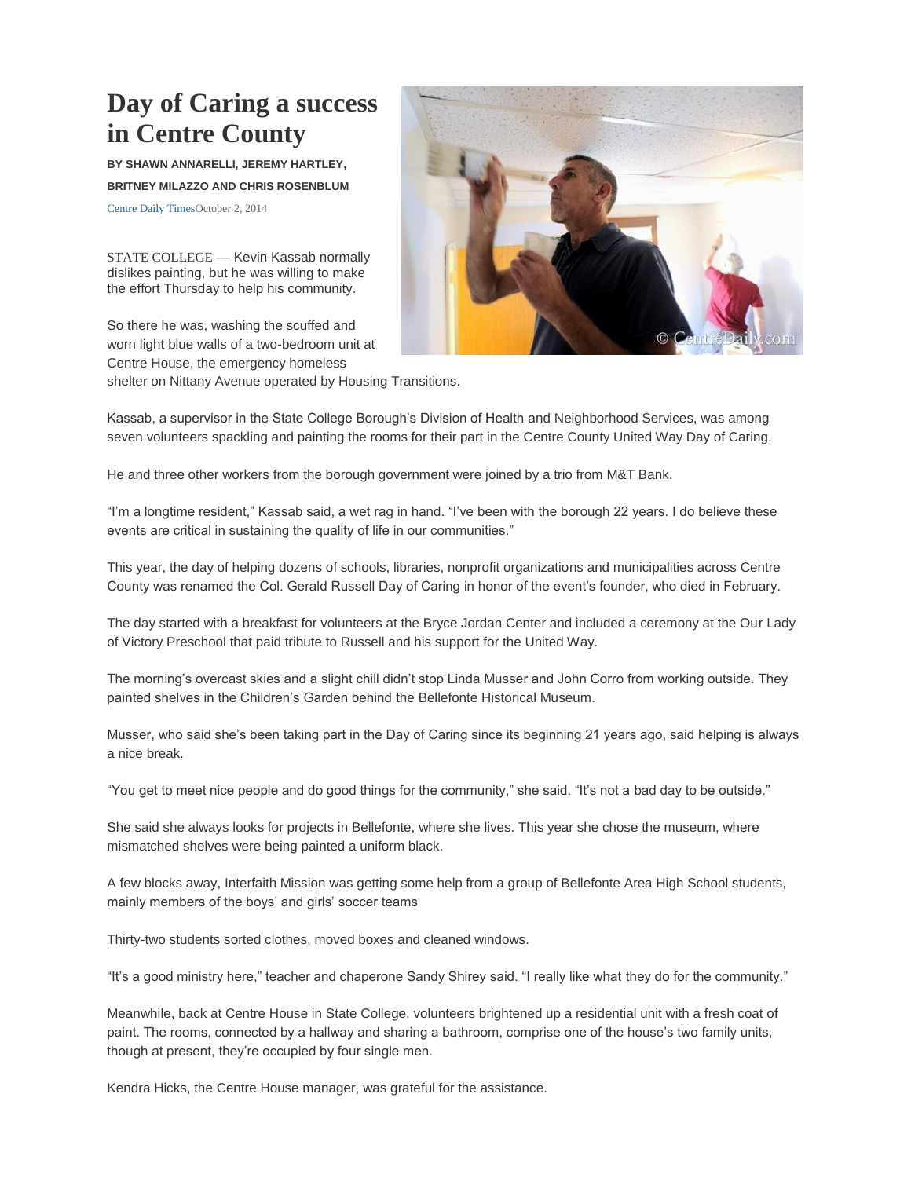# Day of Caring a success in Centre County

**BY SHAWN ANNARELLI, JEREMY HARTLEY, BRITNEY MILAZZO AND CHRIS ROSENBLUM**

Centre Daily TimesOctober 2, 2014

STATE COLLEGE — Kevin Kassab normally dislikes painting, but he was willing to make the effort Thursday to help his community.

So there he was, washing the scuffed and worn light blue walls of a two-bedroom unit at Centre House, the emergency homeless shelter on Nittany Avenue operated by Housing Transitions.

Kassab, a supervisor in the State College Borough's Division of Health and Neighborhood Services, was among seven volunteers spackling and painting the rooms for their part in the Centre County United Way Day of Caring.

He and three other workers from the borough government were joined by a trio from M&T Bank.

"I'm a longtime resident," Kassab said, a wet rag in hand. "I've been with the borough 22 years. I do believe these events are critical in sustaining the quality of life in our communities."

This year, the day of helping dozens of schools, libraries, nonprofit organizations and municipalities across Centre County was renamed the Col. Gerald Russell Day of Caring in honor of the event's founder, who died in February.

The day started with a breakfast for volunteers at the Bryce Jordan Center and included a ceremony at the Our Lady of Victory Preschool that paid tribute to Russell and his support for the United Way.

The morning's overcast skies and a slight chill didn't stop Linda Musser and John Corro from working outside. They painted shelves in the Children's Garden behind the Bellefonte Historical Museum.

Musser, who said she's been taking part in the Day of Caring since its beginning 21 years ago, said helping is always a nice break.

"You get to meet nice people and do good things for the community," she said. "It's not a bad day to be outside."

She said she always looks for projects in Bellefonte, where she lives. This year she chose the museum, where mismatched shelves were being painted a uniform black.

A few blocks away, Interfaith Mission was getting some help from a group of Bellefonte Area High School students, mainly members of the boys' and girls' soccer teams

Thirty-two students sorted clothes, moved boxes and cleaned windows.

"It's a good ministry here," teacher and chaperone Sandy Shirey said. "I really like what they do for the community."

Meanwhile, back at Centre House in State College, volunteers brightened up a residential unit with a fresh coat of paint. The rooms, connected by a hallway and sharing a bathroom, comprise one of the house's two family units, though at present, they're occupied by four single men.

Kendra Hicks, the Centre House manager, was grateful for the assistance.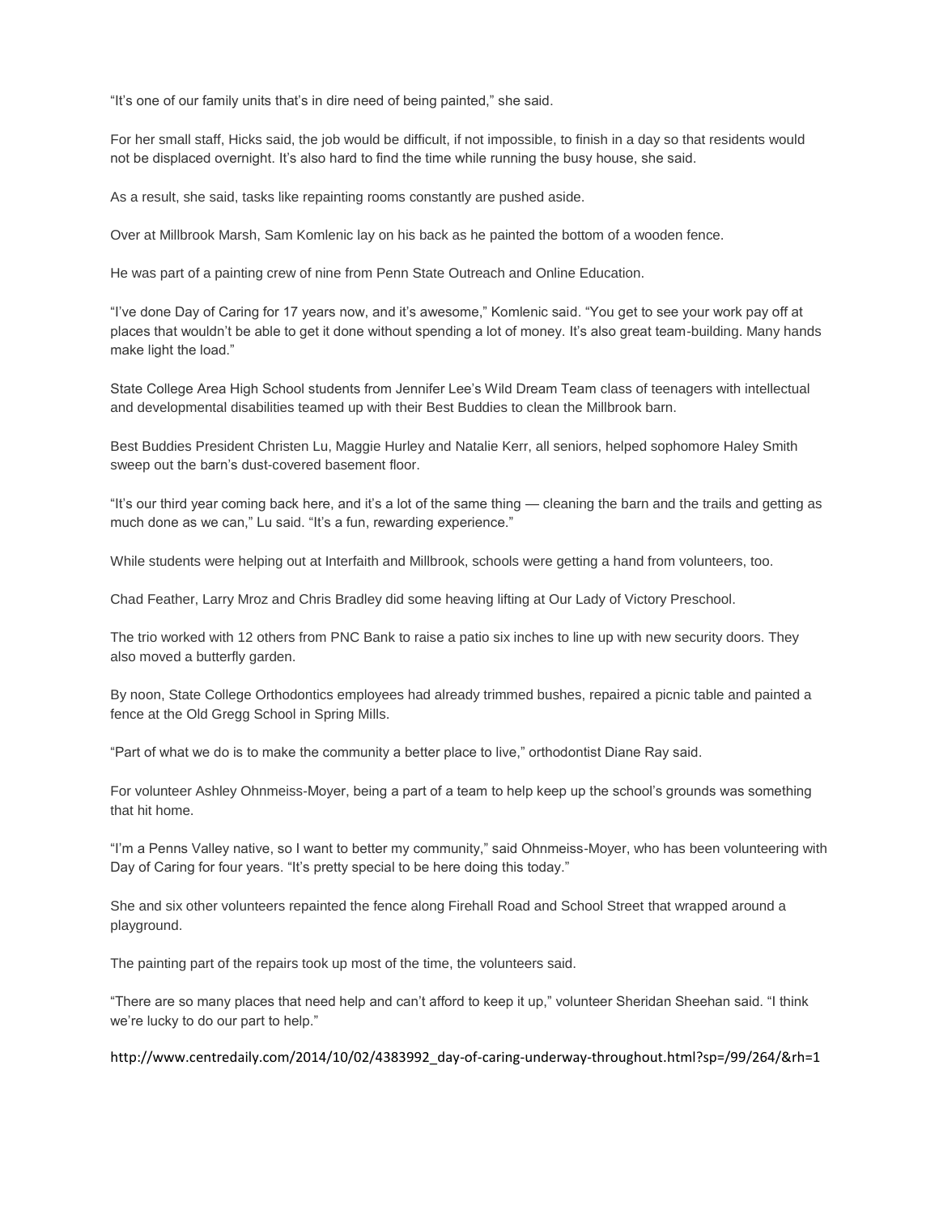"It's one of our family units that's in dire need of being painted," she said.

For her small staff, Hicks said, the job would be difficult, if not impossible, to finish in a day so that residents would not be displaced overnight. It's also hard to find the time while running the busy house, she said.

As a result, she said, tasks like repainting rooms constantly are pushed aside.

Over at Millbrook Marsh, Sam Komlenic lay on his back as he painted the bottom of a wooden fence.

He was part of a painting crew of nine from Penn State Outreach and Online Education.

"I've done Day of Caring for 17 years now, and it's awesome," Komlenic said. "You get to see your work pay off at places that wouldn't be able to get it done without spending a lot of money. It's also great team-building. Many hands make light the load."

State College Area High School students from Jennifer Lee's Wild Dream Team class of teenagers with intellectual and developmental disabilities teamed up with their Best Buddies to clean the Millbrook barn.

Best Buddies President Christen Lu, Maggie Hurley and Natalie Kerr, all seniors, helped sophomore Haley Smith sweep out the barn's dust-covered basement floor.

"It's our third year coming back here, and it's a lot of the same thing — cleaning the barn and the trails and getting as much done as we can," Lu said. "It's a fun, rewarding experience."

While students were helping out at Interfaith and Millbrook, schools were getting a hand from volunteers, too.

Chad Feather, Larry Mroz and Chris Bradley did some heaving lifting at Our Lady of Victory Preschool.

The trio worked with 12 others from PNC Bank to raise a patio six inches to line up with new security doors. They also moved a butterfly garden.

By noon, State College Orthodontics employees had already trimmed bushes, repaired a picnic table and painted a fence at the Old Gregg School in Spring Mills.

"Part of what we do is to make the community a better place to live," orthodontist Diane Ray said.

For volunteer Ashley Ohnmeiss-Moyer, being a part of a team to help keep up the school's grounds was something that hit home.

"I'm a Penns Valley native, so I want to better my community," said Ohnmeiss-Moyer, who has been volunteering with Day of Caring for four years. "It's pretty special to be here doing this today."

She and six other volunteers repainted the fence along Firehall Road and School Street that wrapped around a playground.

The painting part of the repairs took up most of the time, the volunteers said.

"There are so many places that need help and can't afford to keep it up," volunteer Sheridan Sheehan said. "I think we're lucky to do our part to help."

http://www.centredaily.com/2014/10/02/4383992_day-of-caring-underway-throughout.html?sp=/99/264/&rh=1